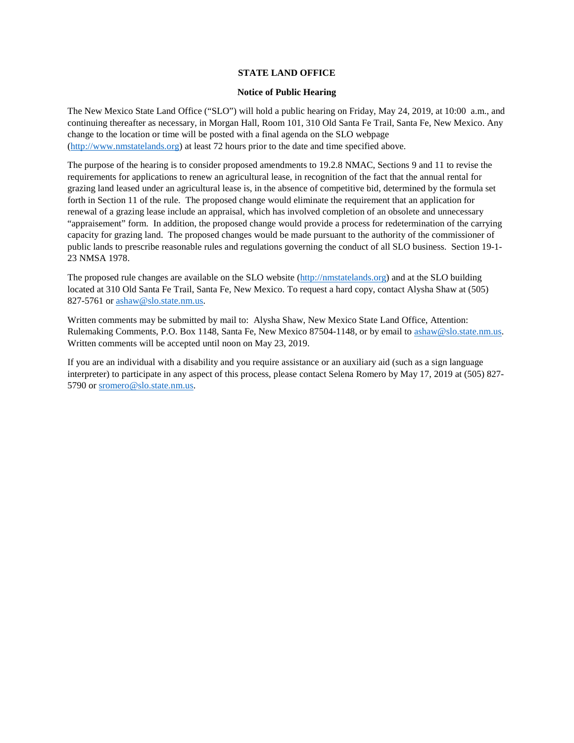**STATE LAND OFFICE**

**Notice of Public Hearing**

The New Mexico State Land Office ("SLO") will hold a public hearing on Friday, May 24, 2019, at 10:00 a.m., and continuing thereafter as necessary, in Morgan Hall, Room 101, 310 Old Santa Fe Trail, Santa Fe, New Mexico. Any change to the location or time will be posted with a final agenda on the SLO webpage (http://www.nmstatelands.org) at least 72 hours prior to the date and time specified above.

The purpose of the hearing is to consider proposed amendments to 19.2.8 NMAC, Sections 9 and 11 to revise the requirements for applications to renew an agricultural lease, in recognition of the fact that the annual rental for grazing land leased under an agricultural lease is, in the absence of competitive bid, determined by the formula set forth in Section 11 of the rule. The proposed change would eliminate the requirement that an application for renewal of a grazing lease include an appraisal, which has involved completion of an obsolete and unnecessary "appraisement" form. In addition, the proposed change would provide a process for redetermination of the carrying capacity for grazing land. The proposed changes would be made pursuant to the authority of the commissioner of public lands to prescribe reasonable rules and regulations governing the conduct of all SLO business. Section 19-1-23 NMSA 1978.

The proposed rule changes are available on the SLO website (http://nmstatelands.org) and at the SLO building located at 310 Old Santa Fe Trail, Santa Fe, New Mexico. To request a hard copy, contact Alysha Shaw at (505) 827-5761 or ashaw@slo.state.nm.us.

Written comments may be submitted by mail to: Alysha Shaw, New Mexico State Land Office, Attention: Rulemaking Comments, P.O. Box 1148, Santa Fe, New Mexico 87504-1148, or by email to ashaw@slo.state.nm.us. Written comments will be accepted until noon on May 23, 2019.

If you are an individual with a disability and you require assistance or an auxiliary aid (such as a sign language interpreter) to participate in any aspect of this process, please contact Selena Romero by May 17, 2019 at (505) 827-5790 or sromero@slo.state.nm.us.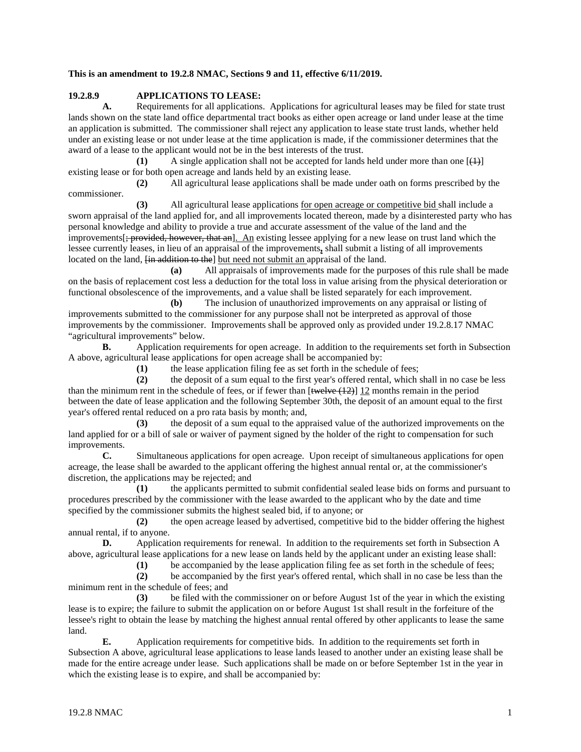**This is an amendment to 19.2.8 NMAC, Sections 9 and 11, effective 6/11/2019.**

**19.2.8.9 APPLICATIONS TO LEASE:**

**A.** Requirements for all applications. Applications for agricultural leases may be filed for state trust lands shown on the state land office departmental tract books as either open acreage or land under lease at the time an application is submitted. The commissioner shall reject any application to lease state trust lands, whether held under an existing lease or not under lease at the time application is made, if the commissioner determines that the award of a lease to the applicant would not be in the best interests of the trust.

**(1)** A single application shall not be accepted for lands held under more than one [~~(1)~~] existing lease or for both open acreage and lands held by an existing lease.

**(2)** All agricultural lease applications shall be made under oath on forms prescribed by the commissioner.

**(3)** All agricultural lease applications <u>for open acreage or competitive bid</u> shall include a sworn appraisal of the land applied for, and all improvements located thereon, made by a disinterested party who has personal knowledge and ability to provide a true and accurate assessment of the value of the land and the improvements[~~; provided, however, that an~~]. <u>An</u> existing lessee applying for a new lease on trust land which the lessee currently leases, in lieu of an appraisal of the improvements**,** shall submit a listing of all improvements located on the land, [~~in addition to the~~] <u>but need not submit an</u> appraisal of the land.

**(a)** All appraisals of improvements made for the purposes of this rule shall be made on the basis of replacement cost less a deduction for the total loss in value arising from the physical deterioration or functional obsolescence of the improvements, and a value shall be listed separately for each improvement.

**(b)** The inclusion of unauthorized improvements on any appraisal or listing of improvements submitted to the commissioner for any purpose shall not be interpreted as approval of those improvements by the commissioner. Improvements shall be approved only as provided under 19.2.8.17 NMAC "agricultural improvements" below.

**B.** Application requirements for open acreage. In addition to the requirements set forth in Subsection A above, agricultural lease applications for open acreage shall be accompanied by:

**(1)** the lease application filing fee as set forth in the schedule of fees;

**(2)** the deposit of a sum equal to the first year's offered rental, which shall in no case be less than the minimum rent in the schedule of fees, or if fewer than [~~twelve (12)~~] <u>12</u> months remain in the period between the date of lease application and the following September 30th, the deposit of an amount equal to the first year's offered rental reduced on a pro rata basis by month; and,

**(3)** the deposit of a sum equal to the appraised value of the authorized improvements on the land applied for or a bill of sale or waiver of payment signed by the holder of the right to compensation for such improvements.

**C.** Simultaneous applications for open acreage. Upon receipt of simultaneous applications for open acreage, the lease shall be awarded to the applicant offering the highest annual rental or, at the commissioner's discretion, the applications may be rejected; and

**(1)** the applicants permitted to submit confidential sealed lease bids on forms and pursuant to procedures prescribed by the commissioner with the lease awarded to the applicant who by the date and time specified by the commissioner submits the highest sealed bid, if to anyone; or

**(2)** the open acreage leased by advertised, competitive bid to the bidder offering the highest annual rental, if to anyone.

**D.** Application requirements for renewal. In addition to the requirements set forth in Subsection A above, agricultural lease applications for a new lease on lands held by the applicant under an existing lease shall:

**(1)** be accompanied by the lease application filing fee as set forth in the schedule of fees;

**(2)** be accompanied by the first year's offered rental, which shall in no case be less than the minimum rent in the schedule of fees; and

**(3)** be filed with the commissioner on or before August 1st of the year in which the existing lease is to expire; the failure to submit the application on or before August 1st shall result in the forfeiture of the lessee's right to obtain the lease by matching the highest annual rental offered by other applicants to lease the same land.

**E.** Application requirements for competitive bids. In addition to the requirements set forth in Subsection A above, agricultural lease applications to lease lands leased to another under an existing lease shall be made for the entire acreage under lease. Such applications shall be made on or before September 1st in the year in which the existing lease is to expire, and shall be accompanied by: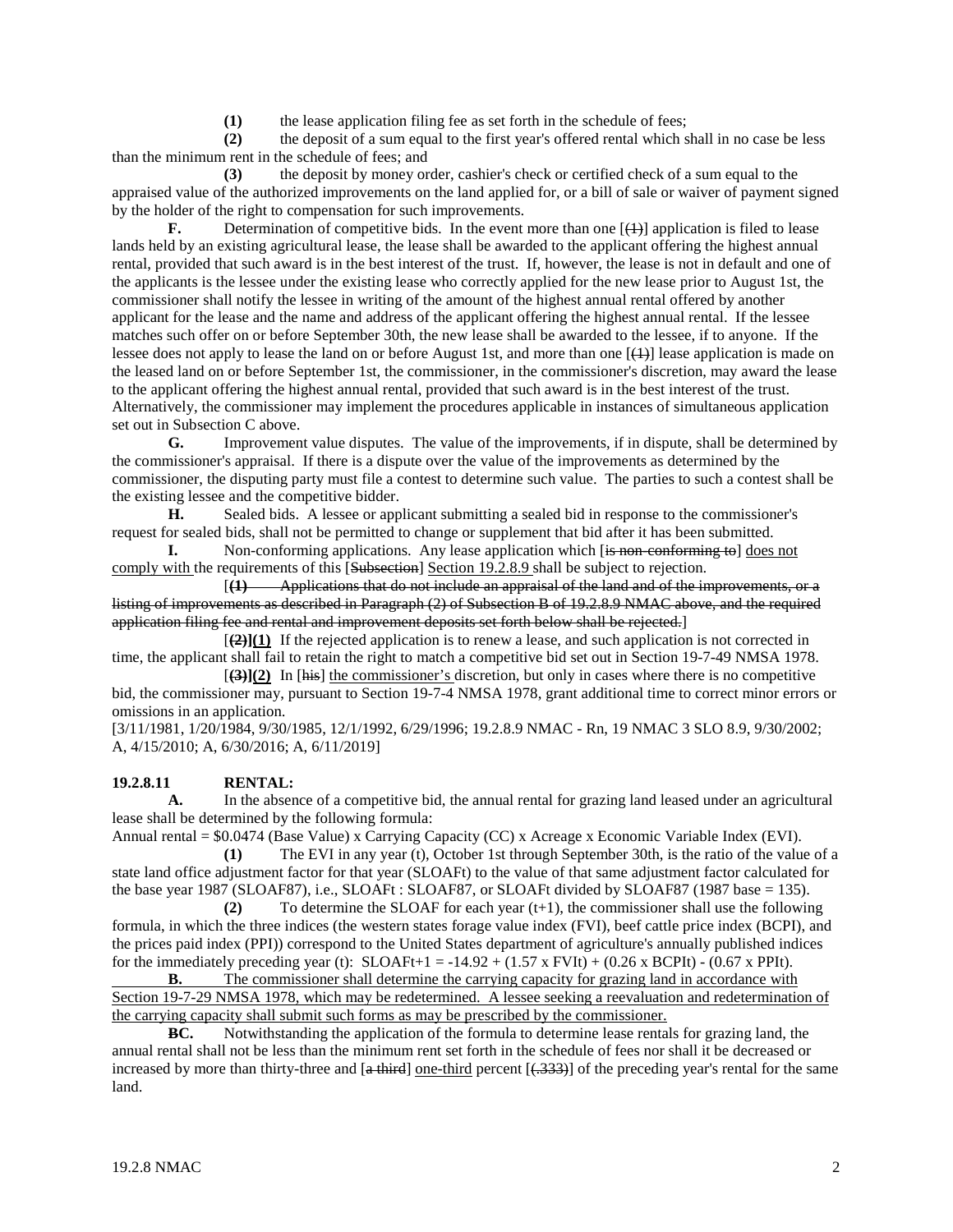**(1)** the lease application filing fee as set forth in the schedule of fees;

**(2)** the deposit of a sum equal to the first year's offered rental which shall in no case be less than the minimum rent in the schedule of fees; and

**(3)** the deposit by money order, cashier's check or certified check of a sum equal to the appraised value of the authorized improvements on the land applied for, or a bill of sale or waiver of payment signed by the holder of the right to compensation for such improvements.

**F.** Determination of competitive bids. In the event more than one [~~(1)~~] application is filed to lease lands held by an existing agricultural lease, the lease shall be awarded to the applicant offering the highest annual rental, provided that such award is in the best interest of the trust. If, however, the lease is not in default and one of the applicants is the lessee under the existing lease who correctly applied for the new lease prior to August 1st, the commissioner shall notify the lessee in writing of the amount of the highest annual rental offered by another applicant for the lease and the name and address of the applicant offering the highest annual rental. If the lessee matches such offer on or before September 30th, the new lease shall be awarded to the lessee, if to anyone. If the lessee does not apply to lease the land on or before August 1st, and more than one [~~(1)~~] lease application is made on the leased land on or before September 1st, the commissioner, in the commissioner's discretion, may award the lease to the applicant offering the highest annual rental, provided that such award is in the best interest of the trust. Alternatively, the commissioner may implement the procedures applicable in instances of simultaneous application set out in Subsection C above.

**G.** Improvement value disputes. The value of the improvements, if in dispute, shall be determined by the commissioner's appraisal. If there is a dispute over the value of the improvements as determined by the commissioner, the disputing party must file a contest to determine such value. The parties to such a contest shall be the existing lessee and the competitive bidder.

**H.** Sealed bids. A lessee or applicant submitting a sealed bid in response to the commissioner's request for sealed bids, shall not be permitted to change or supplement that bid after it has been submitted.

**I.** Non-conforming applications. Any lease application which [~~is non-conforming to~~] <u>does not comply with</u> the requirements of this [~~Subsection~~] <u>Section 19.2.8.9</u> shall be subject to rejection.

[~~**(1)** Applications that do not include an appraisal of the land and of the improvements, or a listing of improvements as described in Paragraph (2) of Subsection B of 19.2.8.9 NMAC above, and the required application filing fee and rental and improvement deposits set forth below shall be rejected.~~]

[~~**(2)**~~]**(1)** If the rejected application is to renew a lease, and such application is not corrected in time, the applicant shall fail to retain the right to match a competitive bid set out in Section 19-7-49 NMSA 1978.

[~~**(3)**~~]**(2)** In [~~his~~] <u>the commissioner's</u> discretion, but only in cases where there is no competitive bid, the commissioner may, pursuant to Section 19-7-4 NMSA 1978, grant additional time to correct minor errors or omissions in an application.

[3/11/1981, 1/20/1984, 9/30/1985, 12/1/1992, 6/29/1996; 19.2.8.9 NMAC - Rn, 19 NMAC 3 SLO 8.9, 9/30/2002; A, 4/15/2010; A, 6/30/2016; A, 6/11/2019]

**19.2.8.11 RENTAL:**

**A.** In the absence of a competitive bid, the annual rental for grazing land leased under an agricultural lease shall be determined by the following formula:

Annual rental = $0.0474 (Base Value) x Carrying Capacity (CC) x Acreage x Economic Variable Index (EVI).

**(1)** The EVI in any year (t), October 1st through September 30th, is the ratio of the value of a state land office adjustment factor for that year (SLOAFt) to the value of that same adjustment factor calculated for the base year 1987 (SLOAF87), i.e., SLOAFt : SLOAF87, or SLOAFt divided by SLOAF87 (1987 base = 135).

**(2)** To determine the SLOAF for each year (t+1), the commissioner shall use the following formula, in which the three indices (the western states forage value index (FVI), beef cattle price index (BCPI), and the prices paid index (PPI)) correspond to the United States department of agriculture's annually published indices for the immediately preceding year (t): SLOAFt+1 = -14.92 + (1.57 x FVIt) + (0.26 x BCPIt) - (0.67 x PPIt).

<u>**B.** The commissioner shall determine the carrying capacity for grazing land in accordance with Section 19-7-29 NMSA 1978, which may be redetermined. A lessee seeking a reevaluation and redetermination of the carrying capacity shall submit such forms as may be prescribed by the commissioner.</u>

**~~B~~C.** Notwithstanding the application of the formula to determine lease rentals for grazing land, the annual rental shall not be less than the minimum rent set forth in the schedule of fees nor shall it be decreased or increased by more than thirty-three and [~~a third~~] <u>one-third</u> percent [~~(.333)~~] of the preceding year's rental for the same land.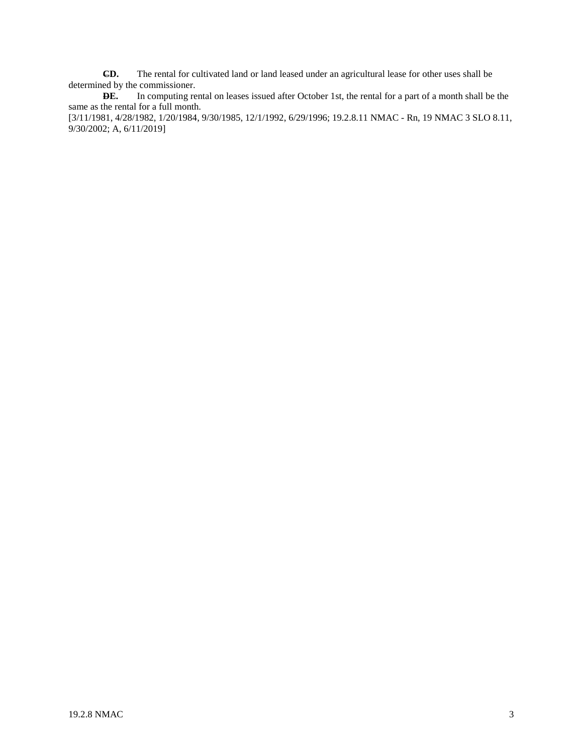**~~C~~D.** The rental for cultivated land or land leased under an agricultural lease for other uses shall be determined by the commissioner.

**~~D~~E.** In computing rental on leases issued after October 1st, the rental for a part of a month shall be the same as the rental for a full month.

[3/11/1981, 4/28/1982, 1/20/1984, 9/30/1985, 12/1/1992, 6/29/1996; 19.2.8.11 NMAC - Rn, 19 NMAC 3 SLO 8.11, 9/30/2002; A, 6/11/2019]